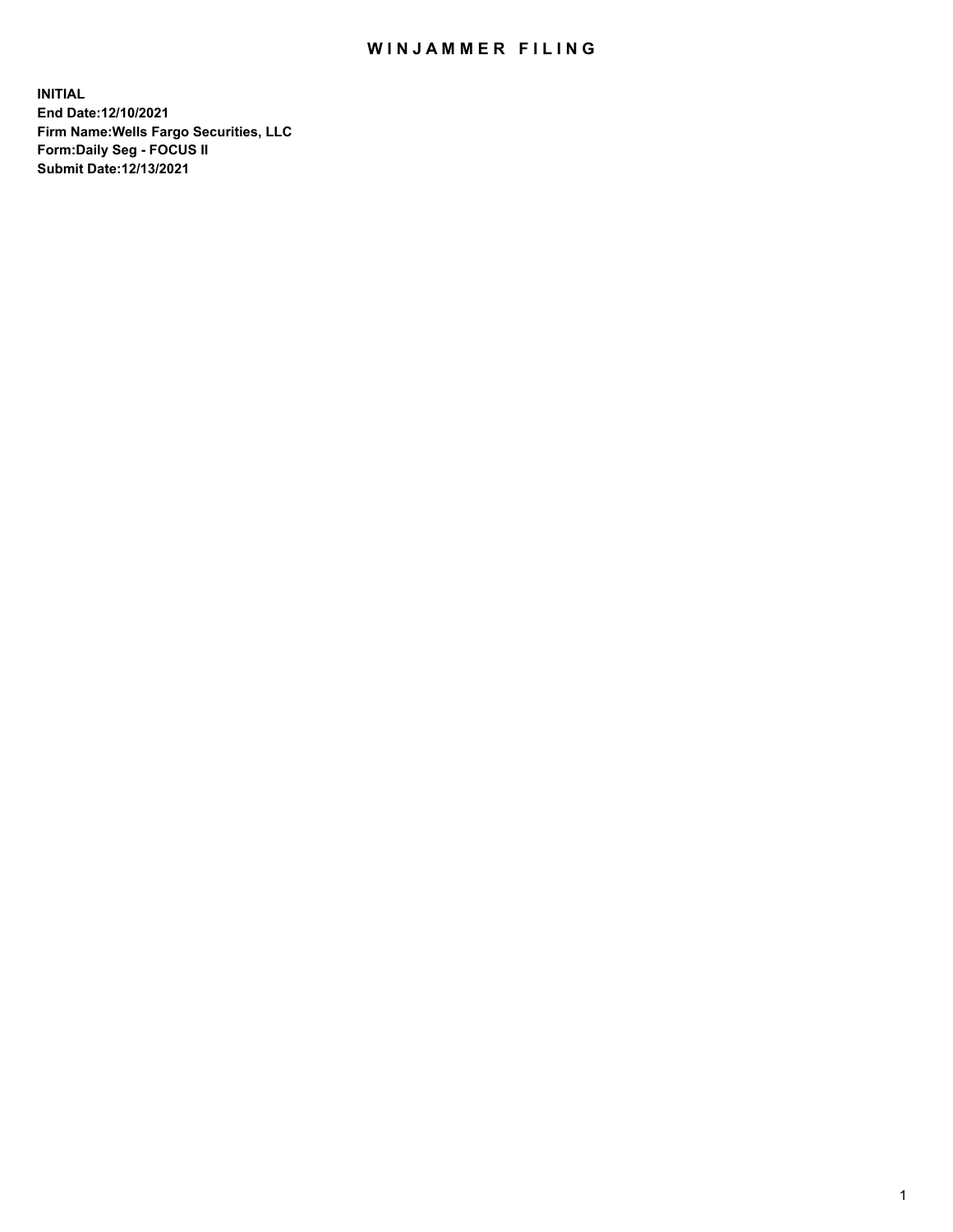# WINJAMMER FILING

**INITIAL**
**End Date:12/10/2021**
**Firm Name:Wells Fargo Securities, LLC**
**Form:Daily Seg - FOCUS II**
**Submit Date:12/13/2021**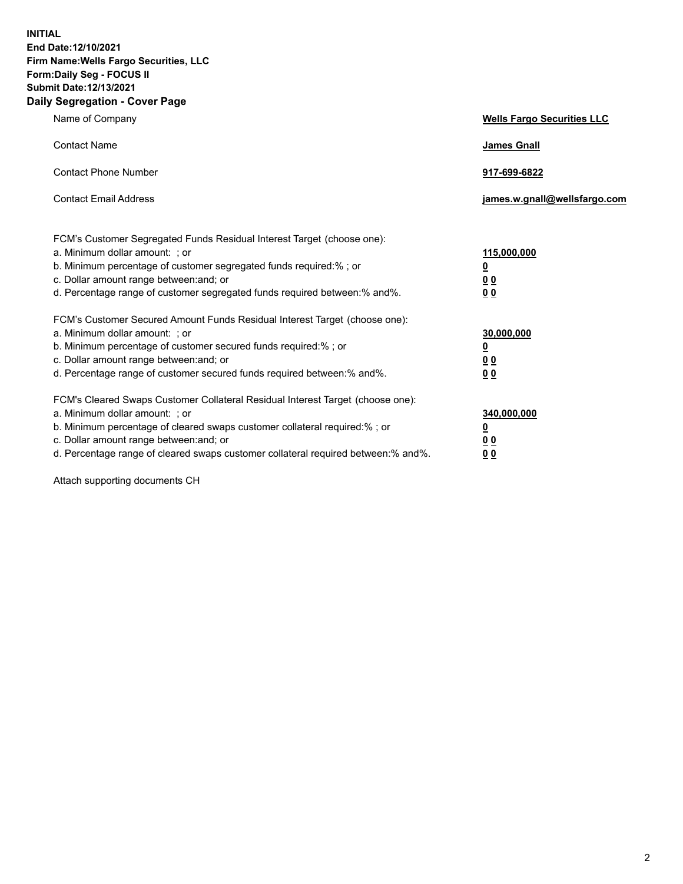**INITIAL**
**End Date:12/10/2021**
**Firm Name:Wells Fargo Securities, LLC**
**Form:Daily Seg - FOCUS II**
**Submit Date:12/13/2021**
**Daily Segregation - Cover Page**

| | |
|---|---|
| Name of Company | **Wells Fargo Securities LLC** |
| Contact Name | **James Gnall** |
| Contact Phone Number | **917-699-6822** |
| Contact Email Address | **james.w.gnall@wellsfargo.com** |

| | |
|---|---|
| FCM's Customer Segregated Funds Residual Interest Target (choose one): | |
| a. Minimum dollar amount: ; or | **115,000,000** |
| b. Minimum percentage of customer segregated funds required:% ; or | **0** |
| c. Dollar amount range between:and; or | **0 0** |
| d. Percentage range of customer segregated funds required between:% and%. | **0 0** |
| FCM's Customer Secured Amount Funds Residual Interest Target (choose one): | |
| a. Minimum dollar amount: ; or | **30,000,000** |
| b. Minimum percentage of customer secured funds required:% ; or | **0** |
| c. Dollar amount range between:and; or | **0 0** |
| d. Percentage range of customer secured funds required between:% and%. | **0 0** |
| FCM's Cleared Swaps Customer Collateral Residual Interest Target (choose one): | |
| a. Minimum dollar amount: ; or | **340,000,000** |
| b. Minimum percentage of cleared swaps customer collateral required:% ; or | **0** |
| c. Dollar amount range between:and; or | **0 0** |
| d. Percentage range of cleared swaps customer collateral required between:% and%. | **0 0** |

Attach supporting documents CH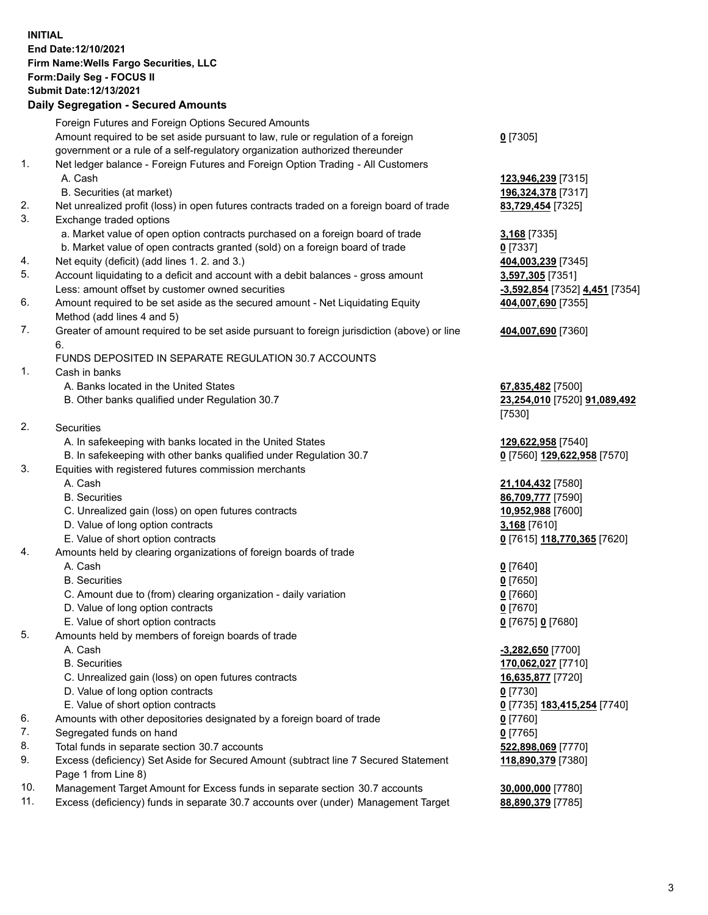**INITIAL**
**End Date:12/10/2021**
**Firm Name:Wells Fargo Securities, LLC**
**Form:Daily Seg - FOCUS II**
**Submit Date:12/13/2021**

## Daily Segregation - Secured Amounts

| | | |
|---|---|---|
| | Foreign Futures and Foreign Options Secured Amounts | |
| | Amount required to be set aside pursuant to law, rule or regulation of a foreign government or a rule of a self-regulatory organization authorized thereunder | **0** [7305] |
| 1. | Net ledger balance - Foreign Futures and Foreign Option Trading - All Customers | |
| | A. Cash | **123,946,239** [7315] |
| | B. Securities (at market) | **196,324,378** [7317] |
| 2. | Net unrealized profit (loss) in open futures contracts traded on a foreign board of trade | **83,729,454** [7325] |
| 3. | Exchange traded options | |
| | a. Market value of open option contracts purchased on a foreign board of trade | **3,168** [7335] |
| | b. Market value of open contracts granted (sold) on a foreign board of trade | **0** [7337] |
| 4. | Net equity (deficit) (add lines 1. 2. and 3.) | **404,003,239** [7345] |
| 5. | Account liquidating to a deficit and account with a debit balances - gross amount | **3,597,305** [7351] |
| | Less: amount offset by customer owned securities | **-3,592,854** [7352] **4,451** [7354] |
| 6. | Amount required to be set aside as the secured amount - Net Liquidating Equity Method (add lines 4 and 5) | **404,007,690** [7355] |
| 7. | Greater of amount required to be set aside pursuant to foreign jurisdiction (above) or line 6. | **404,007,690** [7360] |
| | FUNDS DEPOSITED IN SEPARATE REGULATION 30.7 ACCOUNTS | |
| 1. | Cash in banks | |
| | A. Banks located in the United States | **67,835,482** [7500] |
| | B. Other banks qualified under Regulation 30.7 | **23,254,010** [7520] **91,089,492** [7530] |
| 2. | Securities | |
| | A. In safekeeping with banks located in the United States | **129,622,958** [7540] |
| | B. In safekeeping with other banks qualified under Regulation 30.7 | **0** [7560] **129,622,958** [7570] |
| 3. | Equities with registered futures commission merchants | |
| | A. Cash | **21,104,432** [7580] |
| | B. Securities | **86,709,777** [7590] |
| | C. Unrealized gain (loss) on open futures contracts | **10,952,988** [7600] |
| | D. Value of long option contracts | **3,168** [7610] |
| | E. Value of short option contracts | **0** [7615] **118,770,365** [7620] |
| 4. | Amounts held by clearing organizations of foreign boards of trade | |
| | A. Cash | **0** [7640] |
| | B. Securities | **0** [7650] |
| | C. Amount due to (from) clearing organization - daily variation | **0** [7660] |
| | D. Value of long option contracts | **0** [7670] |
| | E. Value of short option contracts | **0** [7675] **0** [7680] |
| 5. | Amounts held by members of foreign boards of trade | |
| | A. Cash | **-3,282,650** [7700] |
| | B. Securities | **170,062,027** [7710] |
| | C. Unrealized gain (loss) on open futures contracts | **16,635,877** [7720] |
| | D. Value of long option contracts | **0** [7730] |
| | E. Value of short option contracts | **0** [7735] **183,415,254** [7740] |
| 6. | Amounts with other depositories designated by a foreign board of trade | **0** [7760] |
| 7. | Segregated funds on hand | **0** [7765] |
| 8. | Total funds in separate section 30.7 accounts | **522,898,069** [7770] |
| 9. | Excess (deficiency) Set Aside for Secured Amount (subtract line 7 Secured Statement Page 1 from Line 8) | **118,890,379** [7380] |
| 10. | Management Target Amount for Excess funds in separate section 30.7 accounts | **30,000,000** [7780] |
| 11. | Excess (deficiency) funds in separate 30.7 accounts over (under) Management Target | **88,890,379** [7785] |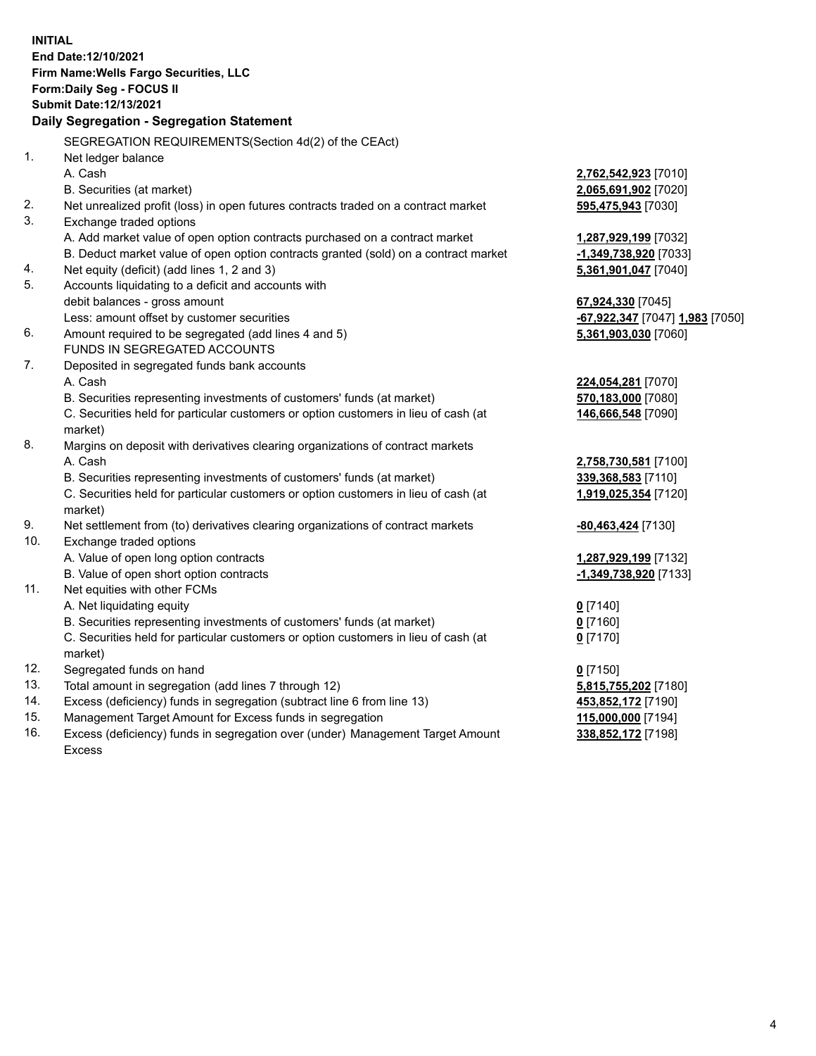**INITIAL**
**End Date:12/10/2021**
**Firm Name:Wells Fargo Securities, LLC**
**Form:Daily Seg - FOCUS II**
**Submit Date:12/13/2021**

**Daily Segregation - Segregation Statement**

| | | |
|---|---|---|
| | SEGREGATION REQUIREMENTS(Section 4d(2) of the CEAct) | |
| 1. | Net ledger balance | |
| | A. Cash | **2,762,542,923** [7010] |
| | B. Securities (at market) | **2,065,691,902** [7020] |
| 2. | Net unrealized profit (loss) in open futures contracts traded on a contract market | **595,475,943** [7030] |
| 3. | Exchange traded options | |
| | A. Add market value of open option contracts purchased on a contract market | **1,287,929,199** [7032] |
| | B. Deduct market value of open option contracts granted (sold) on a contract market | **-1,349,738,920** [7033] |
| 4. | Net equity (deficit) (add lines 1, 2 and 3) | **5,361,901,047** [7040] |
| 5. | Accounts liquidating to a deficit and accounts with debit balances - gross amount | **67,924,330** [7045] |
| | Less: amount offset by customer securities | **-67,922,347** [7047] **1,983** [7050] |
| 6. | Amount required to be segregated (add lines 4 and 5) | **5,361,903,030** [7060] |
| | FUNDS IN SEGREGATED ACCOUNTS | |
| 7. | Deposited in segregated funds bank accounts | |
| | A. Cash | **224,054,281** [7070] |
| | B. Securities representing investments of customers' funds (at market) | **570,183,000** [7080] |
| | C. Securities held for particular customers or option customers in lieu of cash (at market) | **146,666,548** [7090] |
| 8. | Margins on deposit with derivatives clearing organizations of contract markets | |
| | A. Cash | **2,758,730,581** [7100] |
| | B. Securities representing investments of customers' funds (at market) | **339,368,583** [7110] |
| | C. Securities held for particular customers or option customers in lieu of cash (at market) | **1,919,025,354** [7120] |
| 9. | Net settlement from (to) derivatives clearing organizations of contract markets | **-80,463,424** [7130] |
| 10. | Exchange traded options | |
| | A. Value of open long option contracts | **1,287,929,199** [7132] |
| | B. Value of open short option contracts | **-1,349,738,920** [7133] |
| 11. | Net equities with other FCMs | |
| | A. Net liquidating equity | **0** [7140] |
| | B. Securities representing investments of customers' funds (at market) | **0** [7160] |
| | C. Securities held for particular customers or option customers in lieu of cash (at market) | **0** [7170] |
| 12. | Segregated funds on hand | **0** [7150] |
| 13. | Total amount in segregation (add lines 7 through 12) | **5,815,755,202** [7180] |
| 14. | Excess (deficiency) funds in segregation (subtract line 6 from line 13) | **453,852,172** [7190] |
| 15. | Management Target Amount for Excess funds in segregation | **115,000,000** [7194] |
| 16. | Excess (deficiency) funds in segregation over (under) Management Target Amount Excess | **338,852,172** [7198] |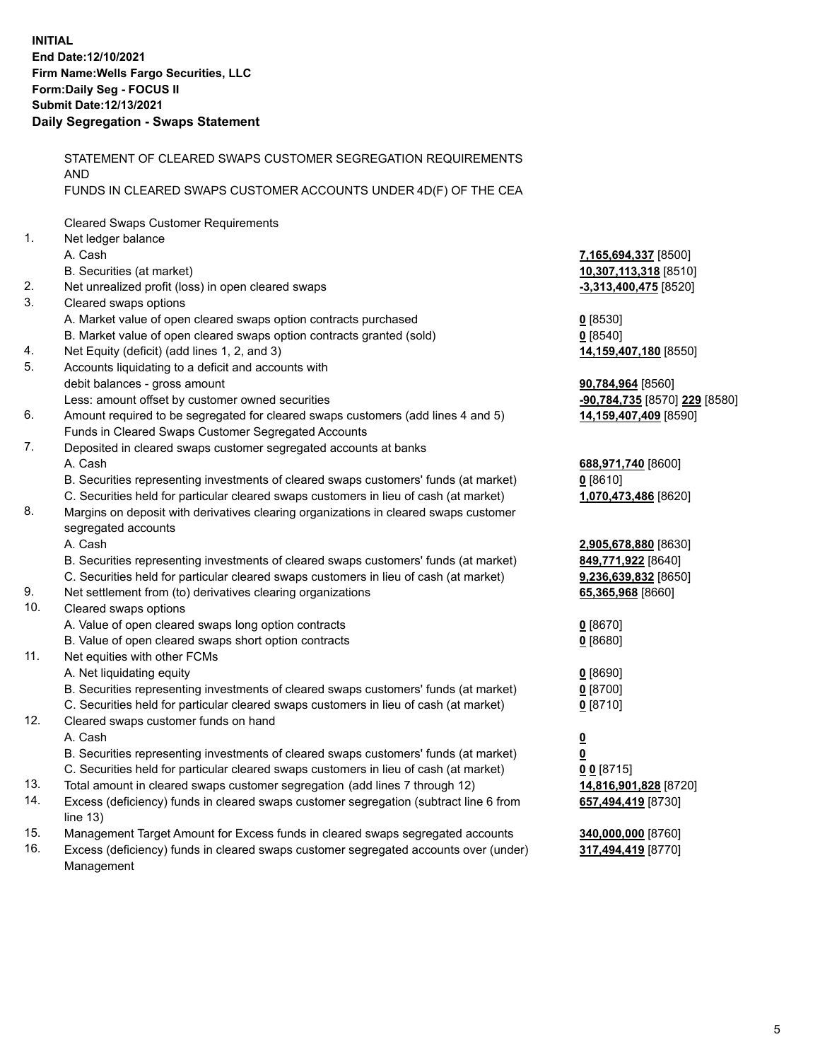**INITIAL**
**End Date:12/10/2021**
**Firm Name:Wells Fargo Securities, LLC**
**Form:Daily Seg - FOCUS II**
**Submit Date:12/13/2021**
**Daily Segregation - Swaps Statement**

STATEMENT OF CLEARED SWAPS CUSTOMER SEGREGATION REQUIREMENTS AND FUNDS IN CLEARED SWAPS CUSTOMER ACCOUNTS UNDER 4D(F) OF THE CEA

| | | |
|---|---|---|
| | Cleared Swaps Customer Requirements | |
| 1. | Net ledger balance | |
| | A. Cash | **7,165,694,337** [8500] |
| | B. Securities (at market) | **10,307,113,318** [8510] |
| 2. | Net unrealized profit (loss) in open cleared swaps | **-3,313,400,475** [8520] |
| 3. | Cleared swaps options | |
| | A. Market value of open cleared swaps option contracts purchased | **0** [8530] |
| | B. Market value of open cleared swaps option contracts granted (sold) | **0** [8540] |
| 4. | Net Equity (deficit) (add lines 1, 2, and 3) | **14,159,407,180** [8550] |
| 5. | Accounts liquidating to a deficit and accounts with debit balances - gross amount | **90,784,964** [8560] |
| | Less: amount offset by customer owned securities | **-90,784,735** [8570] **229** [8580] |
| 6. | Amount required to be segregated for cleared swaps customers (add lines 4 and 5) | **14,159,407,409** [8590] |
| | Funds in Cleared Swaps Customer Segregated Accounts | |
| 7. | Deposited in cleared swaps customer segregated accounts at banks | |
| | A. Cash | **688,971,740** [8600] |
| | B. Securities representing investments of cleared swaps customers' funds (at market) | **0** [8610] |
| | C. Securities held for particular cleared swaps customers in lieu of cash (at market) | **1,070,473,486** [8620] |
| 8. | Margins on deposit with derivatives clearing organizations in cleared swaps customer segregated accounts | |
| | A. Cash | **2,905,678,880** [8630] |
| | B. Securities representing investments of cleared swaps customers' funds (at market) | **849,771,922** [8640] |
| | C. Securities held for particular cleared swaps customers in lieu of cash (at market) | **9,236,639,832** [8650] |
| 9. | Net settlement from (to) derivatives clearing organizations | **65,365,968** [8660] |
| 10. | Cleared swaps options | |
| | A. Value of open cleared swaps long option contracts | **0** [8670] |
| | B. Value of open cleared swaps short option contracts | **0** [8680] |
| 11. | Net equities with other FCMs | |
| | A. Net liquidating equity | **0** [8690] |
| | B. Securities representing investments of cleared swaps customers' funds (at market) | **0** [8700] |
| | C. Securities held for particular cleared swaps customers in lieu of cash (at market) | **0** [8710] |
| 12. | Cleared swaps customer funds on hand | |
| | A. Cash | **0** |
| | B. Securities representing investments of cleared swaps customers' funds (at market) | **0** |
| | C. Securities held for particular cleared swaps customers in lieu of cash (at market) | **0** **0** [8715] |
| 13. | Total amount in cleared swaps customer segregation (add lines 7 through 12) | **14,816,901,828** [8720] |
| 14. | Excess (deficiency) funds in cleared swaps customer segregation (subtract line 6 from line 13) | **657,494,419** [8730] |
| 15. | Management Target Amount for Excess funds in cleared swaps segregated accounts | **340,000,000** [8760] |
| 16. | Excess (deficiency) funds in cleared swaps customer segregated accounts over (under) Management | **317,494,419** [8770] |